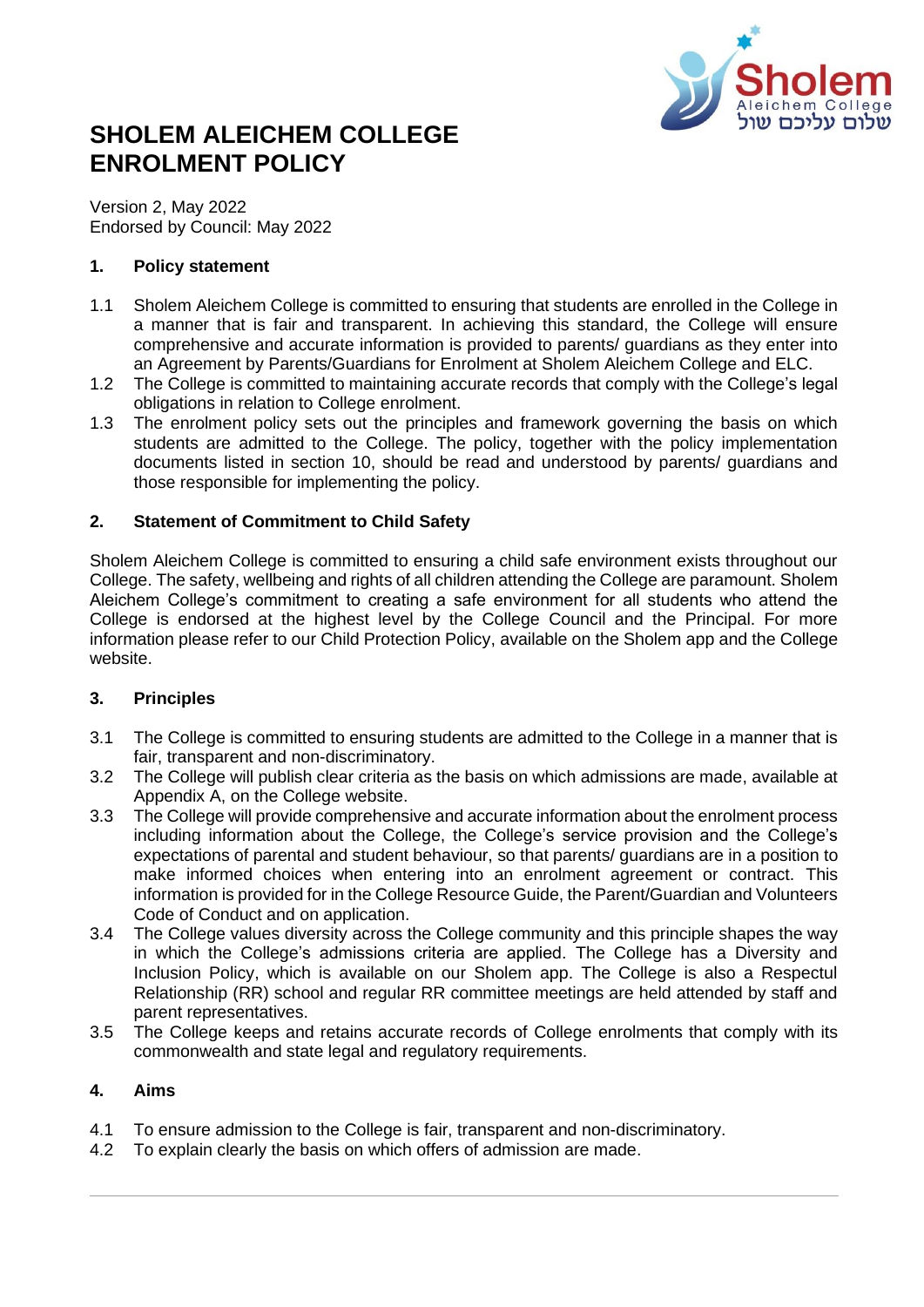# SHOLEM ALEICHEM COLLEGE ENROLMENT POLICY

Version 2, May 2022
Endorsed by Council: May 2022

## 1. Policy statement

1.1 Sholem Aleichem College is committed to ensuring that students are enrolled in the College in a manner that is fair and transparent. In achieving this standard, the College will ensure comprehensive and accurate information is provided to parents/ guardians as they enter into an Agreement by Parents/Guardians for Enrolment at Sholem Aleichem College and ELC.

1.2 The College is committed to maintaining accurate records that comply with the College's legal obligations in relation to College enrolment.

1.3 The enrolment policy sets out the principles and framework governing the basis on which students are admitted to the College. The policy, together with the policy implementation documents listed in section 10, should be read and understood by parents/ guardians and those responsible for implementing the policy.

## 2. Statement of Commitment to Child Safety

Sholem Aleichem College is committed to ensuring a child safe environment exists throughout our College. The safety, wellbeing and rights of all children attending the College are paramount. Sholem Aleichem College's commitment to creating a safe environment for all students who attend the College is endorsed at the highest level by the College Council and the Principal. For more information please refer to our Child Protection Policy, available on the Sholem app and the College website.

## 3. Principles

3.1 The College is committed to ensuring students are admitted to the College in a manner that is fair, transparent and non-discriminatory.

3.2 The College will publish clear criteria as the basis on which admissions are made, available at Appendix A, on the College website.

3.3 The College will provide comprehensive and accurate information about the enrolment process including information about the College, the College's service provision and the College's expectations of parental and student behaviour, so that parents/ guardians are in a position to make informed choices when entering into an enrolment agreement or contract. This information is provided for in the College Resource Guide, the Parent/Guardian and Volunteers Code of Conduct and on application.

3.4 The College values diversity across the College community and this principle shapes the way in which the College's admissions criteria are applied. The College has a Diversity and Inclusion Policy, which is available on our Sholem app. The College is also a Respectul Relationship (RR) school and regular RR committee meetings are held attended by staff and parent representatives.

3.5 The College keeps and retains accurate records of College enrolments that comply with its commonwealth and state legal and regulatory requirements.

## 4. Aims

4.1 To ensure admission to the College is fair, transparent and non-discriminatory.

4.2 To explain clearly the basis on which offers of admission are made.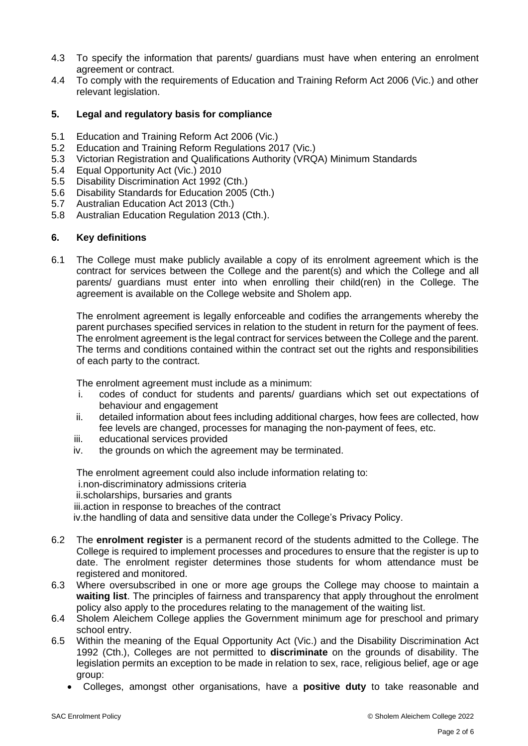4.3 To specify the information that parents/ guardians must have when entering an enrolment agreement or contract.

4.4 To comply with the requirements of Education and Training Reform Act 2006 (Vic.) and other relevant legislation.

## 5. Legal and regulatory basis for compliance

5.1 Education and Training Reform Act 2006 (Vic.)

5.2 Education and Training Reform Regulations 2017 (Vic.)

5.3 Victorian Registration and Qualifications Authority (VRQA) Minimum Standards

5.4 Equal Opportunity Act (Vic.) 2010

5.5 Disability Discrimination Act 1992 (Cth.)

5.6 Disability Standards for Education 2005 (Cth.)

5.7 Australian Education Act 2013 (Cth.)

5.8 Australian Education Regulation 2013 (Cth.).

## 6. Key definitions

6.1 The College must make publicly available a copy of its enrolment agreement which is the contract for services between the College and the parent(s) and which the College and all parents/ guardians must enter into when enrolling their child(ren) in the College. The agreement is available on the College website and Sholem app.

The enrolment agreement is legally enforceable and codifies the arrangements whereby the parent purchases specified services in relation to the student in return for the payment of fees. The enrolment agreement is the legal contract for services between the College and the parent. The terms and conditions contained within the contract set out the rights and responsibilities of each party to the contract.

The enrolment agreement must include as a minimum:

i. codes of conduct for students and parents/ guardians which set out expectations of behaviour and engagement
ii. detailed information about fees including additional charges, how fees are collected, how fee levels are changed, processes for managing the non-payment of fees, etc.
iii. educational services provided
iv. the grounds on which the agreement may be terminated.

The enrolment agreement could also include information relating to:

i. non-discriminatory admissions criteria
ii. scholarships, bursaries and grants
iii. action in response to breaches of the contract
iv. the handling of data and sensitive data under the College's Privacy Policy.

6.2 The **enrolment register** is a permanent record of the students admitted to the College. The College is required to implement processes and procedures to ensure that the register is up to date. The enrolment register determines those students for whom attendance must be registered and monitored.

6.3 Where oversubscribed in one or more age groups the College may choose to maintain a **waiting list**. The principles of fairness and transparency that apply throughout the enrolment policy also apply to the procedures relating to the management of the waiting list.

6.4 Sholem Aleichem College applies the Government minimum age for preschool and primary school entry.

6.5 Within the meaning of the Equal Opportunity Act (Vic.) and the Disability Discrimination Act 1992 (Cth.), Colleges are not permitted to **discriminate** on the grounds of disability. The legislation permits an exception to be made in relation to sex, race, religious belief, age or age group:

- Colleges, amongst other organisations, have a **positive duty** to take reasonable and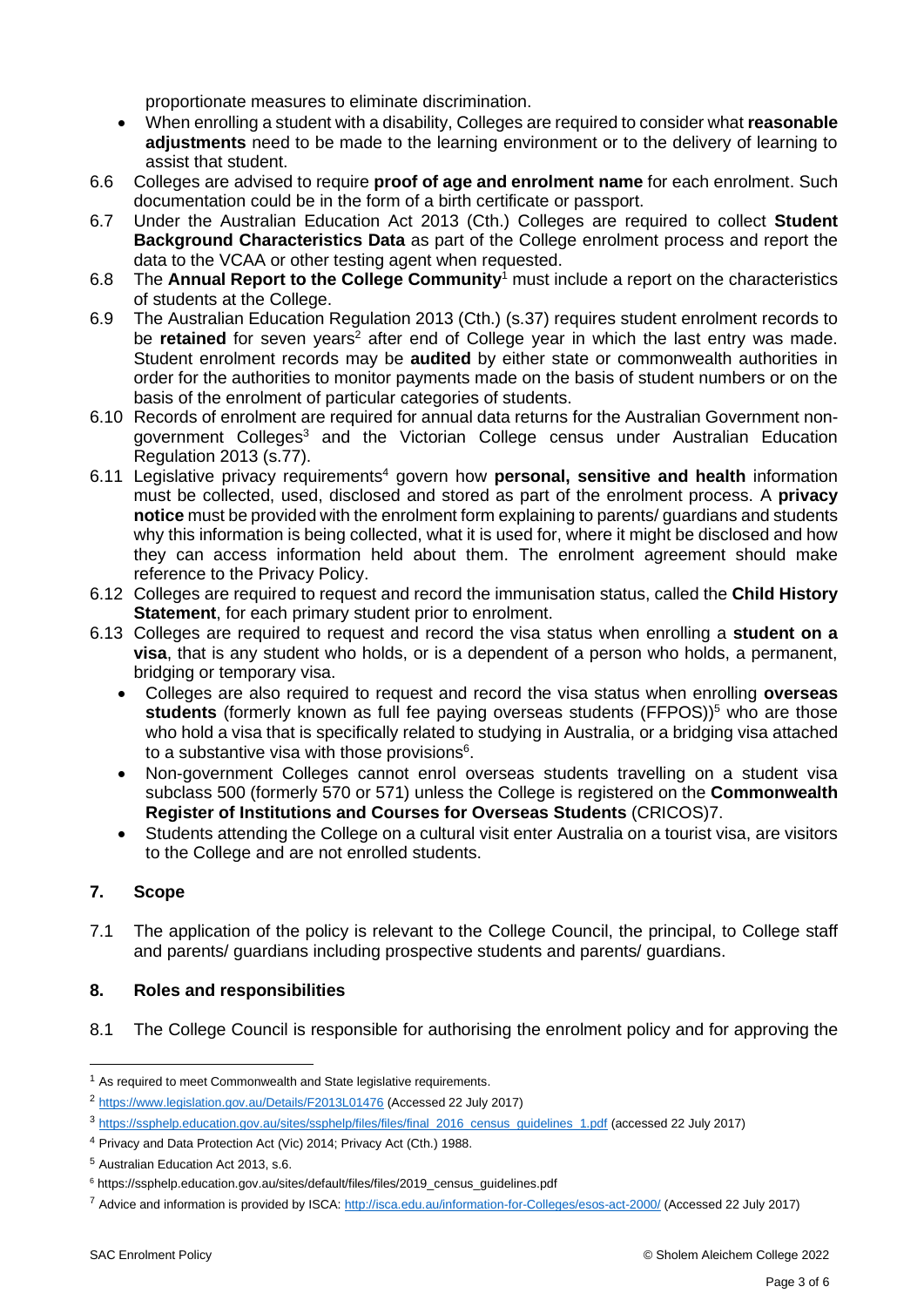proportionate measures to eliminate discrimination.

- When enrolling a student with a disability, Colleges are required to consider what **reasonable adjustments** need to be made to the learning environment or to the delivery of learning to assist that student.

6.6 Colleges are advised to require **proof of age and enrolment name** for each enrolment. Such documentation could be in the form of a birth certificate or passport.

6.7 Under the Australian Education Act 2013 (Cth.) Colleges are required to collect **Student Background Characteristics Data** as part of the College enrolment process and report the data to the VCAA or other testing agent when requested.

6.8 The **Annual Report to the College Community**[1] must include a report on the characteristics of students at the College.

6.9 The Australian Education Regulation 2013 (Cth.) (s.37) requires student enrolment records to be **retained** for seven years[2] after end of College year in which the last entry was made. Student enrolment records may be **audited** by either state or commonwealth authorities in order for the authorities to monitor payments made on the basis of student numbers or on the basis of the enrolment of particular categories of students.

6.10 Records of enrolment are required for annual data returns for the Australian Government non-government Colleges[3] and the Victorian College census under Australian Education Regulation 2013 (s.77).

6.11 Legislative privacy requirements[4] govern how **personal, sensitive and health** information must be collected, used, disclosed and stored as part of the enrolment process. A **privacy notice** must be provided with the enrolment form explaining to parents/ guardians and students why this information is being collected, what it is used for, where it might be disclosed and how they can access information held about them. The enrolment agreement should make reference to the Privacy Policy.

6.12 Colleges are required to request and record the immunisation status, called the **Child History Statement**, for each primary student prior to enrolment.

6.13 Colleges are required to request and record the visa status when enrolling a **student on a visa**, that is any student who holds, or is a dependent of a person who holds, a permanent, bridging or temporary visa.

- Colleges are also required to request and record the visa status when enrolling **overseas students** (formerly known as full fee paying overseas students (FFPOS))[5] who are those who hold a visa that is specifically related to studying in Australia, or a bridging visa attached to a substantive visa with those provisions[6].
- Non-government Colleges cannot enrol overseas students travelling on a student visa subclass 500 (formerly 570 or 571) unless the College is registered on the **Commonwealth Register of Institutions and Courses for Overseas Students** (CRICOS)7.
- Students attending the College on a cultural visit enter Australia on a tourist visa, are visitors to the College and are not enrolled students.

## 7. Scope

7.1 The application of the policy is relevant to the College Council, the principal, to College staff and parents/ guardians including prospective students and parents/ guardians.

## 8. Roles and responsibilities

8.1 The College Council is responsible for authorising the enrolment policy and for approving the

---

[1] As required to meet Commonwealth and State legislative requirements.

[2] https://www.legislation.gov.au/Details/F2013L01476 (Accessed 22 July 2017)

[3] https://ssphelp.education.gov.au/sites/ssphelp/files/files/final_2016_census_guidelines_1.pdf (accessed 22 July 2017)

[4] Privacy and Data Protection Act (Vic) 2014; Privacy Act (Cth.) 1988.

[5] Australian Education Act 2013, s.6.

[6] https://ssphelp.education.gov.au/sites/default/files/files/2019_census_guidelines.pdf

[7] Advice and information is provided by ISCA: http://isca.edu.au/information-for-Colleges/esos-act-2000/ (Accessed 22 July 2017)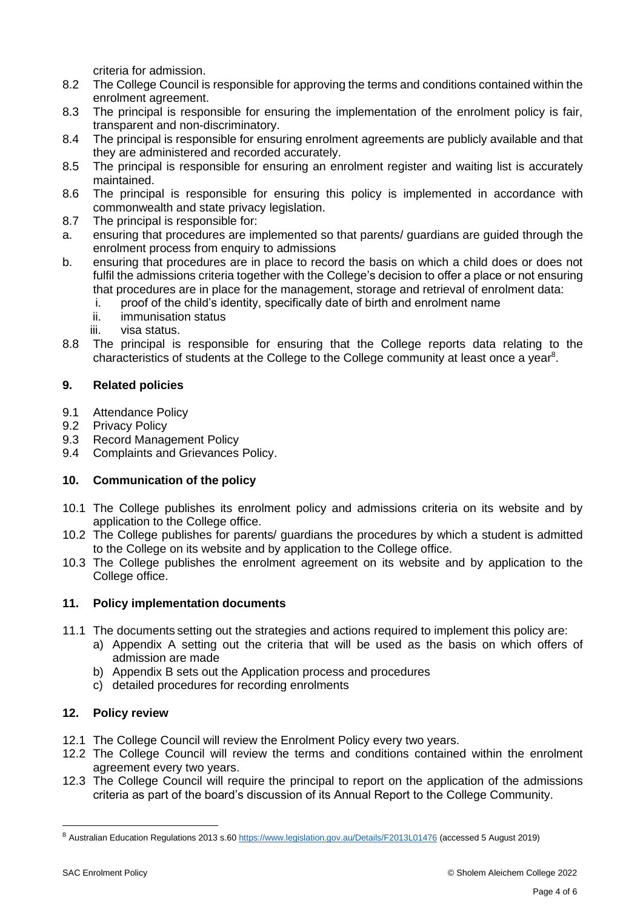criteria for admission.

8.2 The College Council is responsible for approving the terms and conditions contained within the enrolment agreement.

8.3 The principal is responsible for ensuring the implementation of the enrolment policy is fair, transparent and non-discriminatory.

8.4 The principal is responsible for ensuring enrolment agreements are publicly available and that they are administered and recorded accurately.

8.5 The principal is responsible for ensuring an enrolment register and waiting list is accurately maintained.

8.6 The principal is responsible for ensuring this policy is implemented in accordance with commonwealth and state privacy legislation.

8.7 The principal is responsible for:

a. ensuring that procedures are implemented so that parents/ guardians are guided through the enrolment process from enquiry to admissions

b. ensuring that procedures are in place to record the basis on which a child does or does not fulfil the admissions criteria together with the College's decision to offer a place or not ensuring that procedures are in place for the management, storage and retrieval of enrolment data:
   i. proof of the child's identity, specifically date of birth and enrolment name
   ii. immunisation status
   iii. visa status.

8.8 The principal is responsible for ensuring that the College reports data relating to the characteristics of students at the College to the College community at least once a year[8].

## 9. Related policies

9.1 Attendance Policy
9.2 Privacy Policy
9.3 Record Management Policy
9.4 Complaints and Grievances Policy.

## 10. Communication of the policy

10.1 The College publishes its enrolment policy and admissions criteria on its website and by application to the College office.

10.2 The College publishes for parents/ guardians the procedures by which a student is admitted to the College on its website and by application to the College office.

10.3 The College publishes the enrolment agreement on its website and by application to the College office.

## 11. Policy implementation documents

11.1 The documents setting out the strategies and actions required to implement this policy are:
   a) Appendix A setting out the criteria that will be used as the basis on which offers of admission are made
   b) Appendix B sets out the Application process and procedures
   c) detailed procedures for recording enrolments

## 12. Policy review

12.1 The College Council will review the Enrolment Policy every two years.

12.2 The College Council will review the terms and conditions contained within the enrolment agreement every two years.

12.3 The College Council will require the principal to report on the application of the admissions criteria as part of the board's discussion of its Annual Report to the College Community.

---

[8] Australian Education Regulations 2013 s.60 https://www.legislation.gov.au/Details/F2013L01476 (accessed 5 August 2019)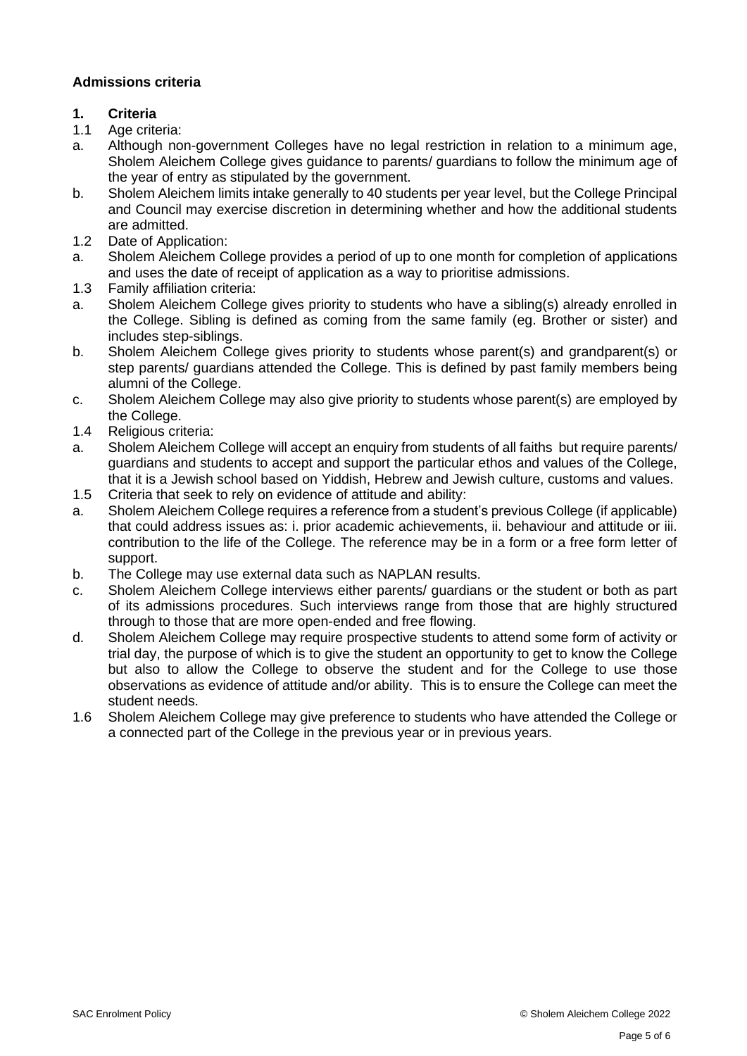**Admissions criteria**

**1. Criteria**

1.1 Age criteria:

a. Although non-government Colleges have no legal restriction in relation to a minimum age, Sholem Aleichem College gives guidance to parents/ guardians to follow the minimum age of the year of entry as stipulated by the government.

b. Sholem Aleichem limits intake generally to 40 students per year level, but the College Principal and Council may exercise discretion in determining whether and how the additional students are admitted.

1.2 Date of Application:

a. Sholem Aleichem College provides a period of up to one month for completion of applications and uses the date of receipt of application as a way to prioritise admissions.

1.3 Family affiliation criteria:

a. Sholem Aleichem College gives priority to students who have a sibling(s) already enrolled in the College. Sibling is defined as coming from the same family (eg. Brother or sister) and includes step-siblings.

b. Sholem Aleichem College gives priority to students whose parent(s) and grandparent(s) or step parents/ guardians attended the College. This is defined by past family members being alumni of the College.

c. Sholem Aleichem College may also give priority to students whose parent(s) are employed by the College.

1.4 Religious criteria:

a. Sholem Aleichem College will accept an enquiry from students of all faiths but require parents/ guardians and students to accept and support the particular ethos and values of the College, that it is a Jewish school based on Yiddish, Hebrew and Jewish culture, customs and values.

1.5 Criteria that seek to rely on evidence of attitude and ability:

a. Sholem Aleichem College requires a reference from a student's previous College (if applicable) that could address issues as: i. prior academic achievements, ii. behaviour and attitude or iii. contribution to the life of the College. The reference may be in a form or a free form letter of support.

b. The College may use external data such as NAPLAN results.

c. Sholem Aleichem College interviews either parents/ guardians or the student or both as part of its admissions procedures. Such interviews range from those that are highly structured through to those that are more open-ended and free flowing.

d. Sholem Aleichem College may require prospective students to attend some form of activity or trial day, the purpose of which is to give the student an opportunity to get to know the College but also to allow the College to observe the student and for the College to use those observations as evidence of attitude and/or ability. This is to ensure the College can meet the student needs.

1.6 Sholem Aleichem College may give preference to students who have attended the College or a connected part of the College in the previous year or in previous years.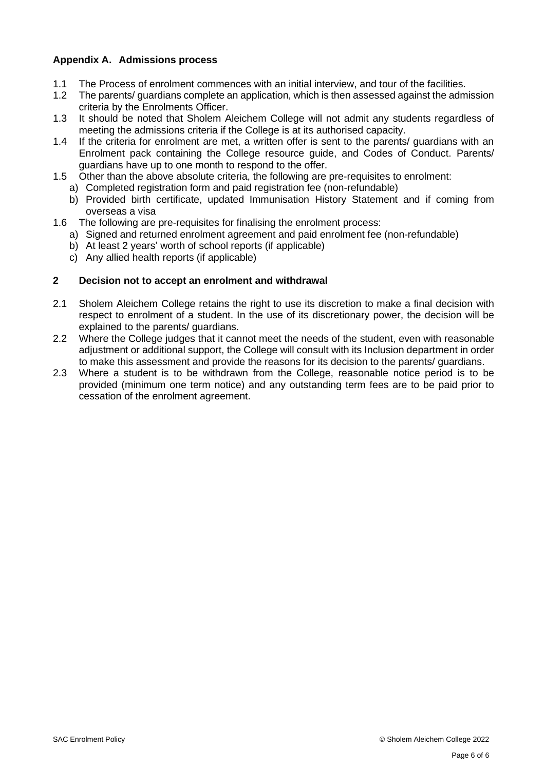## Appendix A. Admissions process

1.1 The Process of enrolment commences with an initial interview, and tour of the facilities.

1.2 The parents/ guardians complete an application, which is then assessed against the admission criteria by the Enrolments Officer.

1.3 It should be noted that Sholem Aleichem College will not admit any students regardless of meeting the admissions criteria if the College is at its authorised capacity.

1.4 If the criteria for enrolment are met, a written offer is sent to the parents/ guardians with an Enrolment pack containing the College resource guide, and Codes of Conduct. Parents/ guardians have up to one month to respond to the offer.

1.5 Other than the above absolute criteria, the following are pre-requisites to enrolment:

a) Completed registration form and paid registration fee (non-refundable)

b) Provided birth certificate, updated Immunisation History Statement and if coming from overseas a visa

1.6 The following are pre-requisites for finalising the enrolment process:

a) Signed and returned enrolment agreement and paid enrolment fee (non-refundable)

b) At least 2 years' worth of school reports (if applicable)

c) Any allied health reports (if applicable)

## 2 Decision not to accept an enrolment and withdrawal

2.1 Sholem Aleichem College retains the right to use its discretion to make a final decision with respect to enrolment of a student. In the use of its discretionary power, the decision will be explained to the parents/ guardians.

2.2 Where the College judges that it cannot meet the needs of the student, even with reasonable adjustment or additional support, the College will consult with its Inclusion department in order to make this assessment and provide the reasons for its decision to the parents/ guardians.

2.3 Where a student is to be withdrawn from the College, reasonable notice period is to be provided (minimum one term notice) and any outstanding term fees are to be paid prior to cessation of the enrolment agreement.